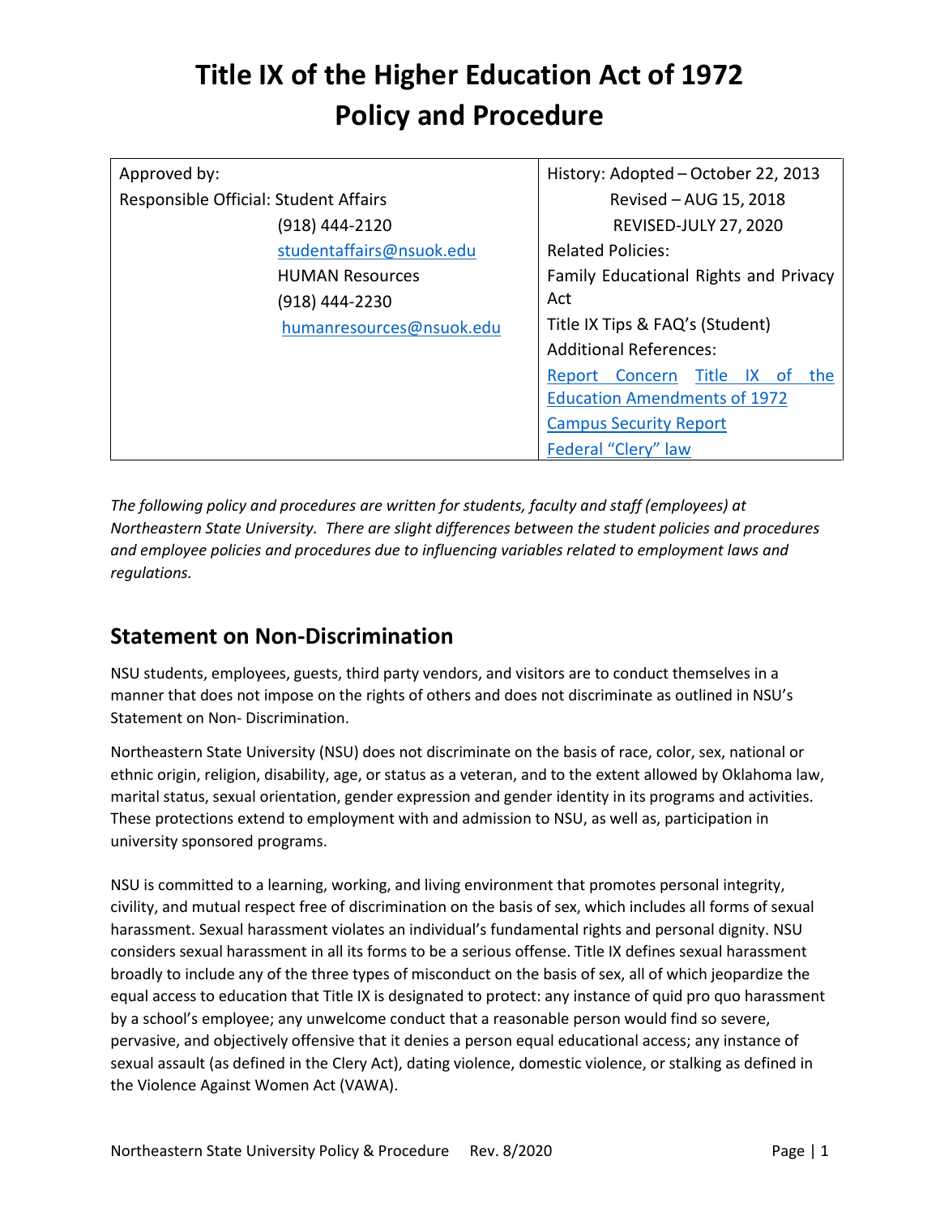# Title IX of the Higher Education Act of 1972 Policy and Procedure

| Approved by: Responsible Official: Student Affairs (918) 444-2120 studentaffairs@nsuok.edu HUMAN Resources (918) 444-2230 humanresources@nsuok.edu | History: Adopted – October 22, 2013 Revised – AUG 15, 2018 REVISED-JULY 27, 2020 Related Policies: Family Educational Rights and Privacy Act Title IX Tips & FAQ's (Student) Additional References: Report Concern Title IX of the Education Amendments of 1972 Campus Security Report Federal "Clery" law |
|---|---|

*The following policy and procedures are written for students, faculty and staff (employees) at Northeastern State University. There are slight differences between the student policies and procedures and employee policies and procedures due to influencing variables related to employment laws and regulations.*

## Statement on Non-Discrimination

NSU students, employees, guests, third party vendors, and visitors are to conduct themselves in a manner that does not impose on the rights of others and does not discriminate as outlined in NSU's Statement on Non- Discrimination.

Northeastern State University (NSU) does not discriminate on the basis of race, color, sex, national or ethnic origin, religion, disability, age, or status as a veteran, and to the extent allowed by Oklahoma law, marital status, sexual orientation, gender expression and gender identity in its programs and activities. These protections extend to employment with and admission to NSU, as well as, participation in university sponsored programs.

NSU is committed to a learning, working, and living environment that promotes personal integrity, civility, and mutual respect free of discrimination on the basis of sex, which includes all forms of sexual harassment. Sexual harassment violates an individual's fundamental rights and personal dignity. NSU considers sexual harassment in all its forms to be a serious offense. Title IX defines sexual harassment broadly to include any of the three types of misconduct on the basis of sex, all of which jeopardize the equal access to education that Title IX is designated to protect: any instance of quid pro quo harassment by a school's employee; any unwelcome conduct that a reasonable person would find so severe, pervasive, and objectively offensive that it denies a person equal educational access; any instance of sexual assault (as defined in the Clery Act), dating violence, domestic violence, or stalking as defined in the Violence Against Women Act (VAWA).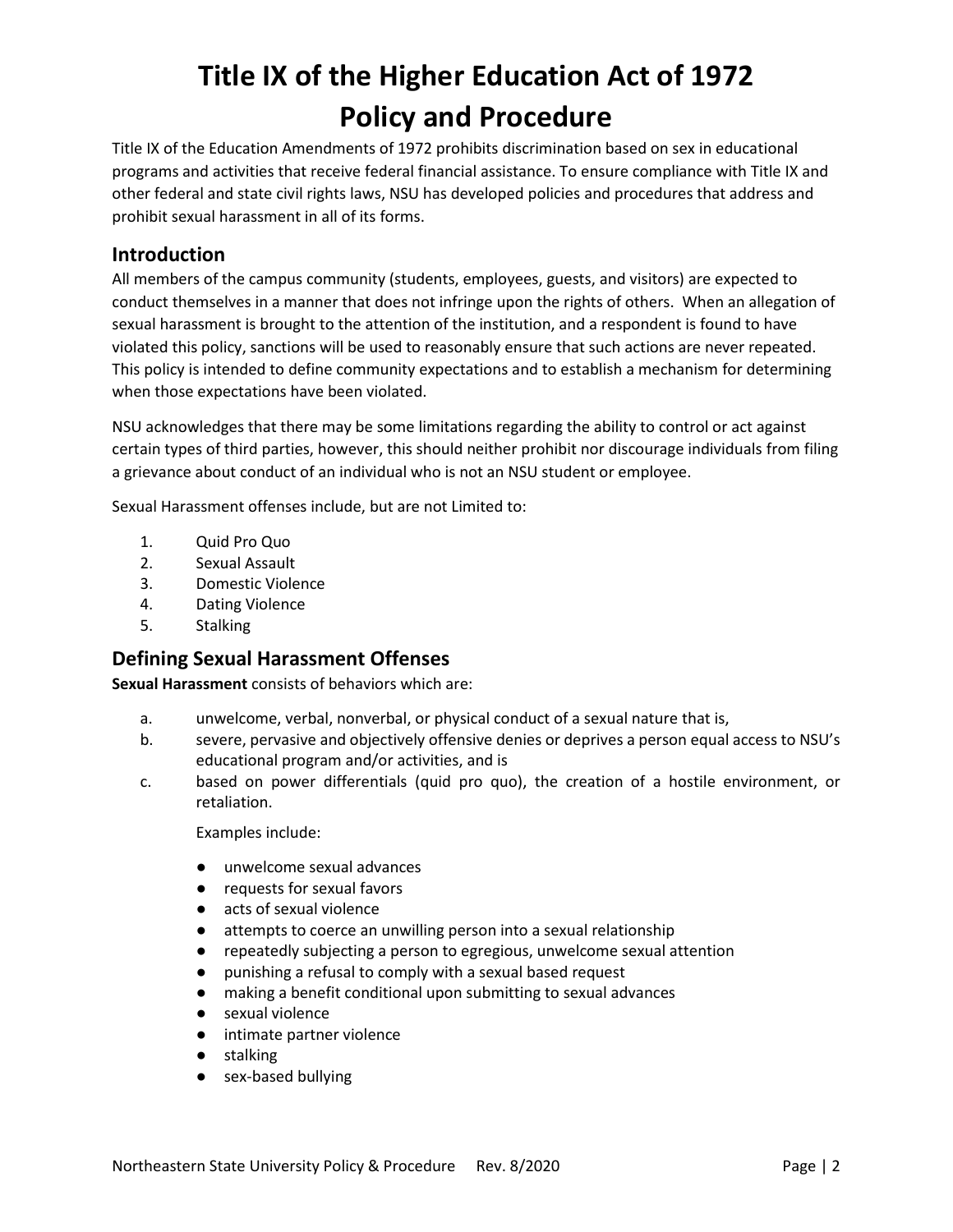# Title IX of the Higher Education Act of 1972
# Policy and Procedure

Title IX of the Education Amendments of 1972 prohibits discrimination based on sex in educational programs and activities that receive federal financial assistance. To ensure compliance with Title IX and other federal and state civil rights laws, NSU has developed policies and procedures that address and prohibit sexual harassment in all of its forms.

## Introduction

All members of the campus community (students, employees, guests, and visitors) are expected to conduct themselves in a manner that does not infringe upon the rights of others. When an allegation of sexual harassment is brought to the attention of the institution, and a respondent is found to have violated this policy, sanctions will be used to reasonably ensure that such actions are never repeated. This policy is intended to define community expectations and to establish a mechanism for determining when those expectations have been violated.

NSU acknowledges that there may be some limitations regarding the ability to control or act against certain types of third parties, however, this should neither prohibit nor discourage individuals from filing a grievance about conduct of an individual who is not an NSU student or employee.

Sexual Harassment offenses include, but are not Limited to:

1. Quid Pro Quo
2. Sexual Assault
3. Domestic Violence
4. Dating Violence
5. Stalking

## Defining Sexual Harassment Offenses

**Sexual Harassment** consists of behaviors which are:

a. unwelcome, verbal, nonverbal, or physical conduct of a sexual nature that is,

b. severe, pervasive and objectively offensive denies or deprives a person equal access to NSU's educational program and/or activities, and is

c. based on power differentials (quid pro quo), the creation of a hostile environment, or retaliation.

   Examples include:

   - unwelcome sexual advances
   - requests for sexual favors
   - acts of sexual violence
   - attempts to coerce an unwilling person into a sexual relationship
   - repeatedly subjecting a person to egregious, unwelcome sexual attention
   - punishing a refusal to comply with a sexual based request
   - making a benefit conditional upon submitting to sexual advances
   - sexual violence
   - intimate partner violence
   - stalking
   - sex-based bullying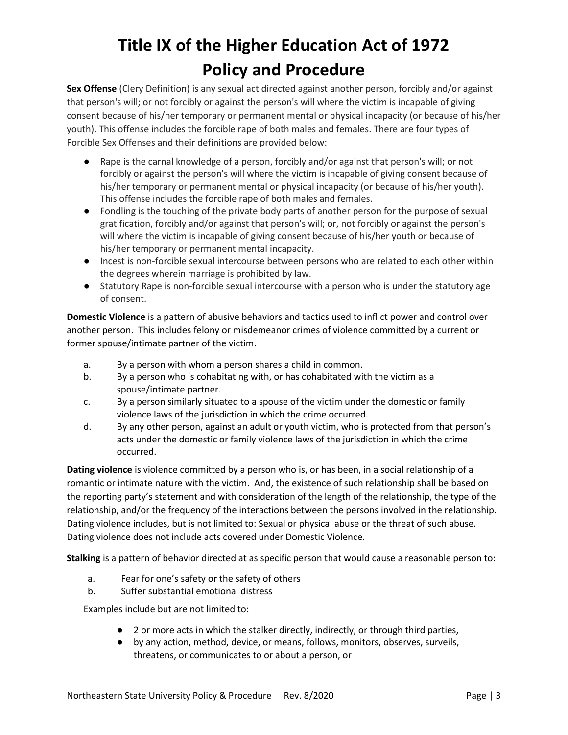# Title IX of the Higher Education Act of 1972
# Policy and Procedure

**Sex Offense** (Clery Definition) is any sexual act directed against another person, forcibly and/or against that person's will; or not forcibly or against the person's will where the victim is incapable of giving consent because of his/her temporary or permanent mental or physical incapacity (or because of his/her youth). This offense includes the forcible rape of both males and females. There are four types of Forcible Sex Offenses and their definitions are provided below:

- Rape is the carnal knowledge of a person, forcibly and/or against that person's will; or not forcibly or against the person's will where the victim is incapable of giving consent because of his/her temporary or permanent mental or physical incapacity (or because of his/her youth). This offense includes the forcible rape of both males and females.
- Fondling is the touching of the private body parts of another person for the purpose of sexual gratification, forcibly and/or against that person's will; or, not forcibly or against the person's will where the victim is incapable of giving consent because of his/her youth or because of his/her temporary or permanent mental incapacity.
- Incest is non-forcible sexual intercourse between persons who are related to each other within the degrees wherein marriage is prohibited by law.
- Statutory Rape is non-forcible sexual intercourse with a person who is under the statutory age of consent.

**Domestic Violence** is a pattern of abusive behaviors and tactics used to inflict power and control over another person. This includes felony or misdemeanor crimes of violence committed by a current or former spouse/intimate partner of the victim.

a. By a person with whom a person shares a child in common.
b. By a person who is cohabitating with, or has cohabitated with the victim as a spouse/intimate partner.
c. By a person similarly situated to a spouse of the victim under the domestic or family violence laws of the jurisdiction in which the crime occurred.
d. By any other person, against an adult or youth victim, who is protected from that person's acts under the domestic or family violence laws of the jurisdiction in which the crime occurred.

**Dating violence** is violence committed by a person who is, or has been, in a social relationship of a romantic or intimate nature with the victim. And, the existence of such relationship shall be based on the reporting party's statement and with consideration of the length of the relationship, the type of the relationship, and/or the frequency of the interactions between the persons involved in the relationship. Dating violence includes, but is not limited to: Sexual or physical abuse or the threat of such abuse. Dating violence does not include acts covered under Domestic Violence.

**Stalking** is a pattern of behavior directed at as specific person that would cause a reasonable person to:

a. Fear for one's safety or the safety of others
b. Suffer substantial emotional distress

Examples include but are not limited to:

- 2 or more acts in which the stalker directly, indirectly, or through third parties,
- by any action, method, device, or means, follows, monitors, observes, surveils, threatens, or communicates to or about a person, or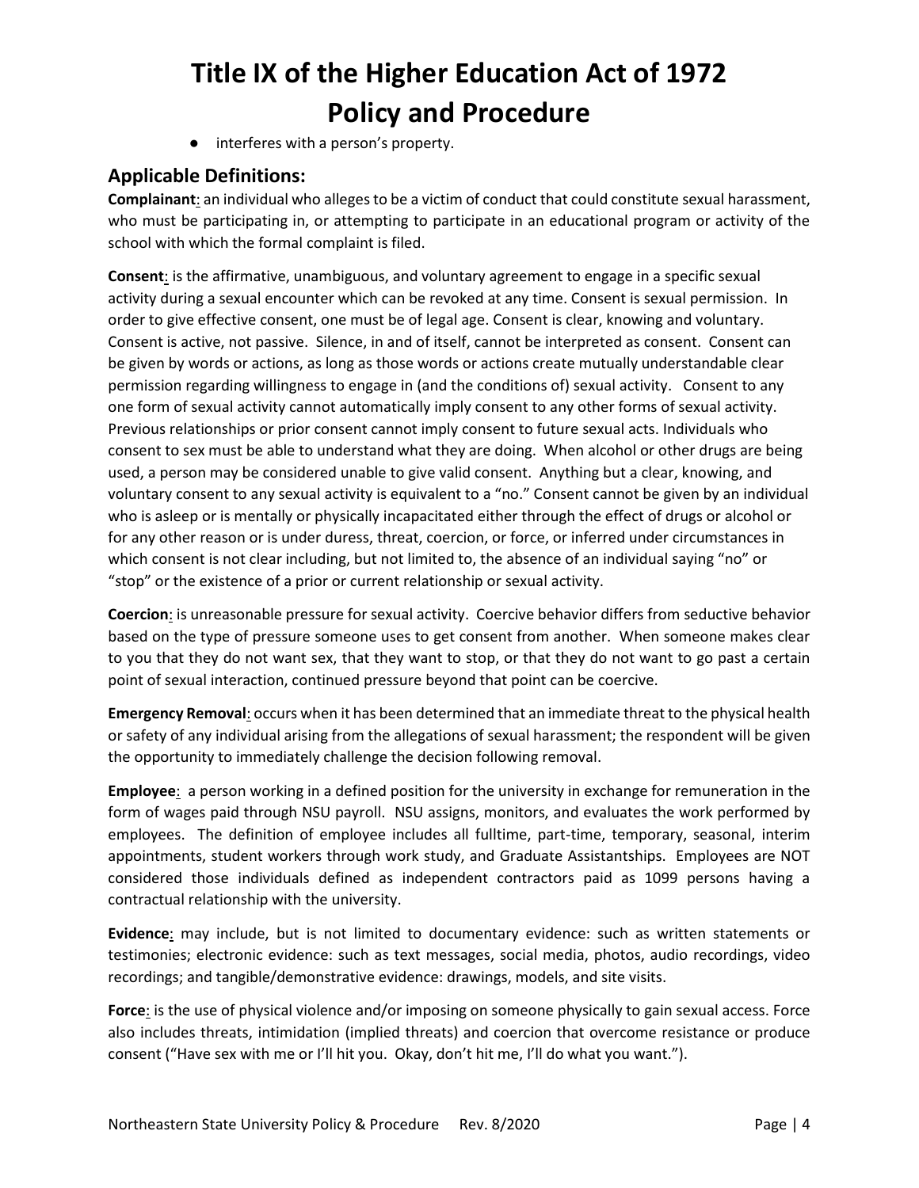- interferes with a person's property.

## Applicable Definitions:

**Complainant**: an individual who alleges to be a victim of conduct that could constitute sexual harassment, who must be participating in, or attempting to participate in an educational program or activity of the school with which the formal complaint is filed.

**Consent**: is the affirmative, unambiguous, and voluntary agreement to engage in a specific sexual activity during a sexual encounter which can be revoked at any time. Consent is sexual permission. In order to give effective consent, one must be of legal age. Consent is clear, knowing and voluntary. Consent is active, not passive. Silence, in and of itself, cannot be interpreted as consent. Consent can be given by words or actions, as long as those words or actions create mutually understandable clear permission regarding willingness to engage in (and the conditions of) sexual activity. Consent to any one form of sexual activity cannot automatically imply consent to any other forms of sexual activity. Previous relationships or prior consent cannot imply consent to future sexual acts. Individuals who consent to sex must be able to understand what they are doing. When alcohol or other drugs are being used, a person may be considered unable to give valid consent. Anything but a clear, knowing, and voluntary consent to any sexual activity is equivalent to a "no." Consent cannot be given by an individual who is asleep or is mentally or physically incapacitated either through the effect of drugs or alcohol or for any other reason or is under duress, threat, coercion, or force, or inferred under circumstances in which consent is not clear including, but not limited to, the absence of an individual saying "no" or "stop" or the existence of a prior or current relationship or sexual activity.

**Coercion**: is unreasonable pressure for sexual activity. Coercive behavior differs from seductive behavior based on the type of pressure someone uses to get consent from another. When someone makes clear to you that they do not want sex, that they want to stop, or that they do not want to go past a certain point of sexual interaction, continued pressure beyond that point can be coercive.

**Emergency Removal**: occurs when it has been determined that an immediate threat to the physical health or safety of any individual arising from the allegations of sexual harassment; the respondent will be given the opportunity to immediately challenge the decision following removal.

**Employee**: a person working in a defined position for the university in exchange for remuneration in the form of wages paid through NSU payroll. NSU assigns, monitors, and evaluates the work performed by employees. The definition of employee includes all fulltime, part-time, temporary, seasonal, interim appointments, student workers through work study, and Graduate Assistantships. Employees are NOT considered those individuals defined as independent contractors paid as 1099 persons having a contractual relationship with the university.

**Evidence**: may include, but is not limited to documentary evidence: such as written statements or testimonies; electronic evidence: such as text messages, social media, photos, audio recordings, video recordings; and tangible/demonstrative evidence: drawings, models, and site visits.

**Force**: is the use of physical violence and/or imposing on someone physically to gain sexual access. Force also includes threats, intimidation (implied threats) and coercion that overcome resistance or produce consent ("Have sex with me or I'll hit you. Okay, don't hit me, I'll do what you want.").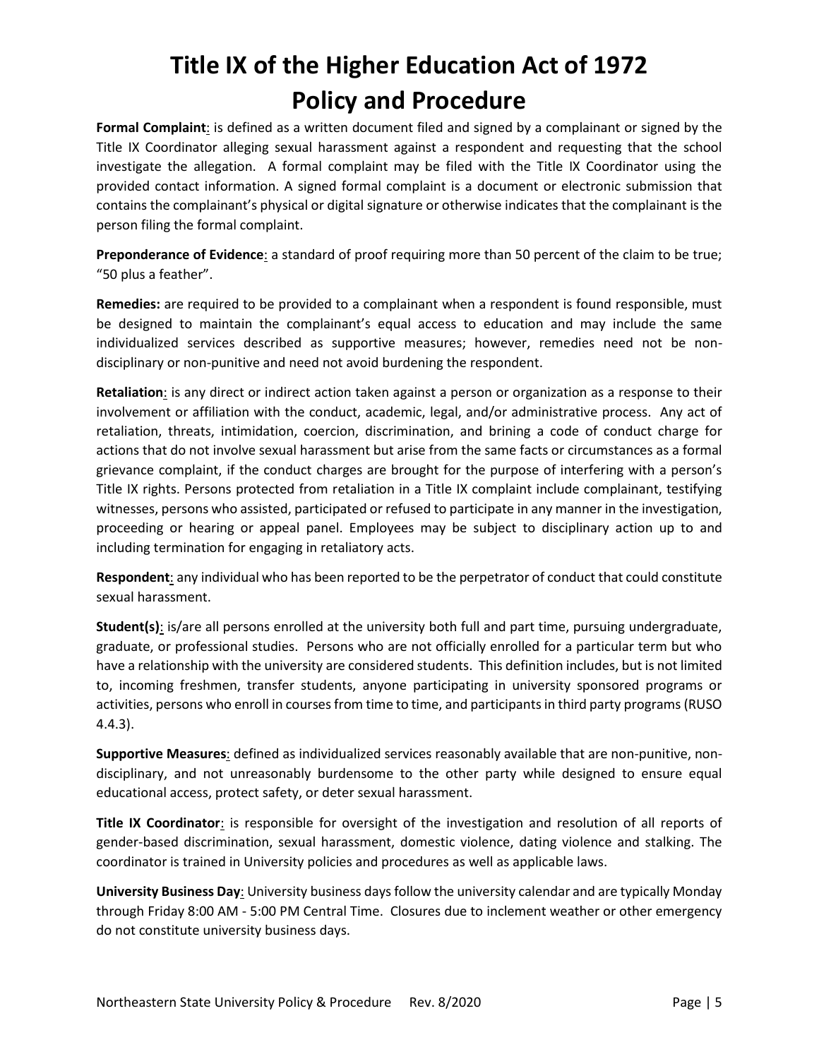# Title IX of the Higher Education Act of 1972
# Policy and Procedure

**Formal Complaint**: is defined as a written document filed and signed by a complainant or signed by the Title IX Coordinator alleging sexual harassment against a respondent and requesting that the school investigate the allegation. A formal complaint may be filed with the Title IX Coordinator using the provided contact information. A signed formal complaint is a document or electronic submission that contains the complainant's physical or digital signature or otherwise indicates that the complainant is the person filing the formal complaint.

**Preponderance of Evidence**: a standard of proof requiring more than 50 percent of the claim to be true; "50 plus a feather".

**Remedies:** are required to be provided to a complainant when a respondent is found responsible, must be designed to maintain the complainant's equal access to education and may include the same individualized services described as supportive measures; however, remedies need not be non-disciplinary or non-punitive and need not avoid burdening the respondent.

**Retaliation**: is any direct or indirect action taken against a person or organization as a response to their involvement or affiliation with the conduct, academic, legal, and/or administrative process. Any act of retaliation, threats, intimidation, coercion, discrimination, and brining a code of conduct charge for actions that do not involve sexual harassment but arise from the same facts or circumstances as a formal grievance complaint, if the conduct charges are brought for the purpose of interfering with a person's Title IX rights. Persons protected from retaliation in a Title IX complaint include complainant, testifying witnesses, persons who assisted, participated or refused to participate in any manner in the investigation, proceeding or hearing or appeal panel. Employees may be subject to disciplinary action up to and including termination for engaging in retaliatory acts.

**Respondent**: any individual who has been reported to be the perpetrator of conduct that could constitute sexual harassment.

**Student(s)**: is/are all persons enrolled at the university both full and part time, pursuing undergraduate, graduate, or professional studies. Persons who are not officially enrolled for a particular term but who have a relationship with the university are considered students. This definition includes, but is not limited to, incoming freshmen, transfer students, anyone participating in university sponsored programs or activities, persons who enroll in courses from time to time, and participants in third party programs (RUSO 4.4.3).

**Supportive Measures**: defined as individualized services reasonably available that are non-punitive, non-disciplinary, and not unreasonably burdensome to the other party while designed to ensure equal educational access, protect safety, or deter sexual harassment.

**Title IX Coordinator**: is responsible for oversight of the investigation and resolution of all reports of gender-based discrimination, sexual harassment, domestic violence, dating violence and stalking. The coordinator is trained in University policies and procedures as well as applicable laws.

**University Business Day**: University business days follow the university calendar and are typically Monday through Friday 8:00 AM - 5:00 PM Central Time. Closures due to inclement weather or other emergency do not constitute university business days.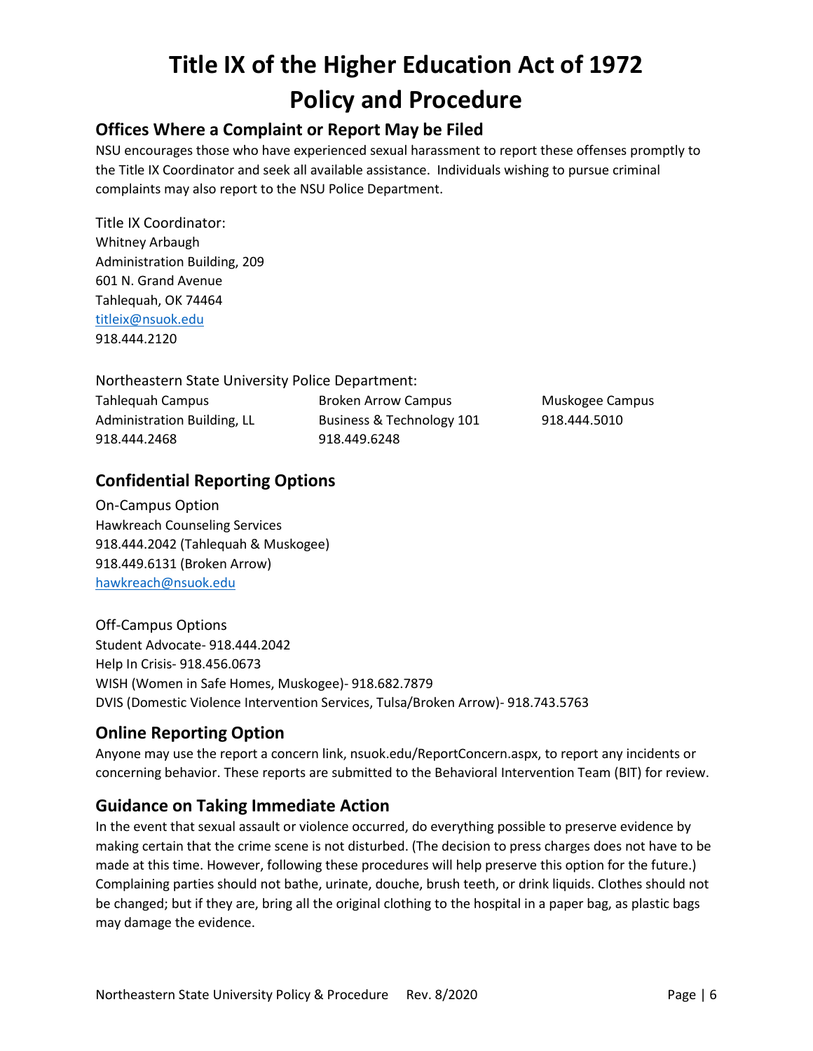# Title IX of the Higher Education Act of 1972
# Policy and Procedure

## Offices Where a Complaint or Report May be Filed

NSU encourages those who have experienced sexual harassment to report these offenses promptly to the Title IX Coordinator and seek all available assistance. Individuals wishing to pursue criminal complaints may also report to the NSU Police Department.

Title IX Coordinator:
Whitney Arbaugh
Administration Building, 209
601 N. Grand Avenue
Tahlequah, OK 74464
titleix@nsuok.edu
918.444.2120

Northeastern State University Police Department:

Tahlequah Campus
Administration Building, LL
918.444.2468

Broken Arrow Campus
Business & Technology 101
918.449.6248

Muskogee Campus
918.444.5010

## Confidential Reporting Options

On-Campus Option
Hawkreach Counseling Services
918.444.2042 (Tahlequah & Muskogee)
918.449.6131 (Broken Arrow)
hawkreach@nsuok.edu

Off-Campus Options
Student Advocate- 918.444.2042
Help In Crisis- 918.456.0673
WISH (Women in Safe Homes, Muskogee)- 918.682.7879
DVIS (Domestic Violence Intervention Services, Tulsa/Broken Arrow)- 918.743.5763

## Online Reporting Option

Anyone may use the report a concern link, nsuok.edu/ReportConcern.aspx, to report any incidents or concerning behavior. These reports are submitted to the Behavioral Intervention Team (BIT) for review.

## Guidance on Taking Immediate Action

In the event that sexual assault or violence occurred, do everything possible to preserve evidence by making certain that the crime scene is not disturbed. (The decision to press charges does not have to be made at this time. However, following these procedures will help preserve this option for the future.) Complaining parties should not bathe, urinate, douche, brush teeth, or drink liquids. Clothes should not be changed; but if they are, bring all the original clothing to the hospital in a paper bag, as plastic bags may damage the evidence.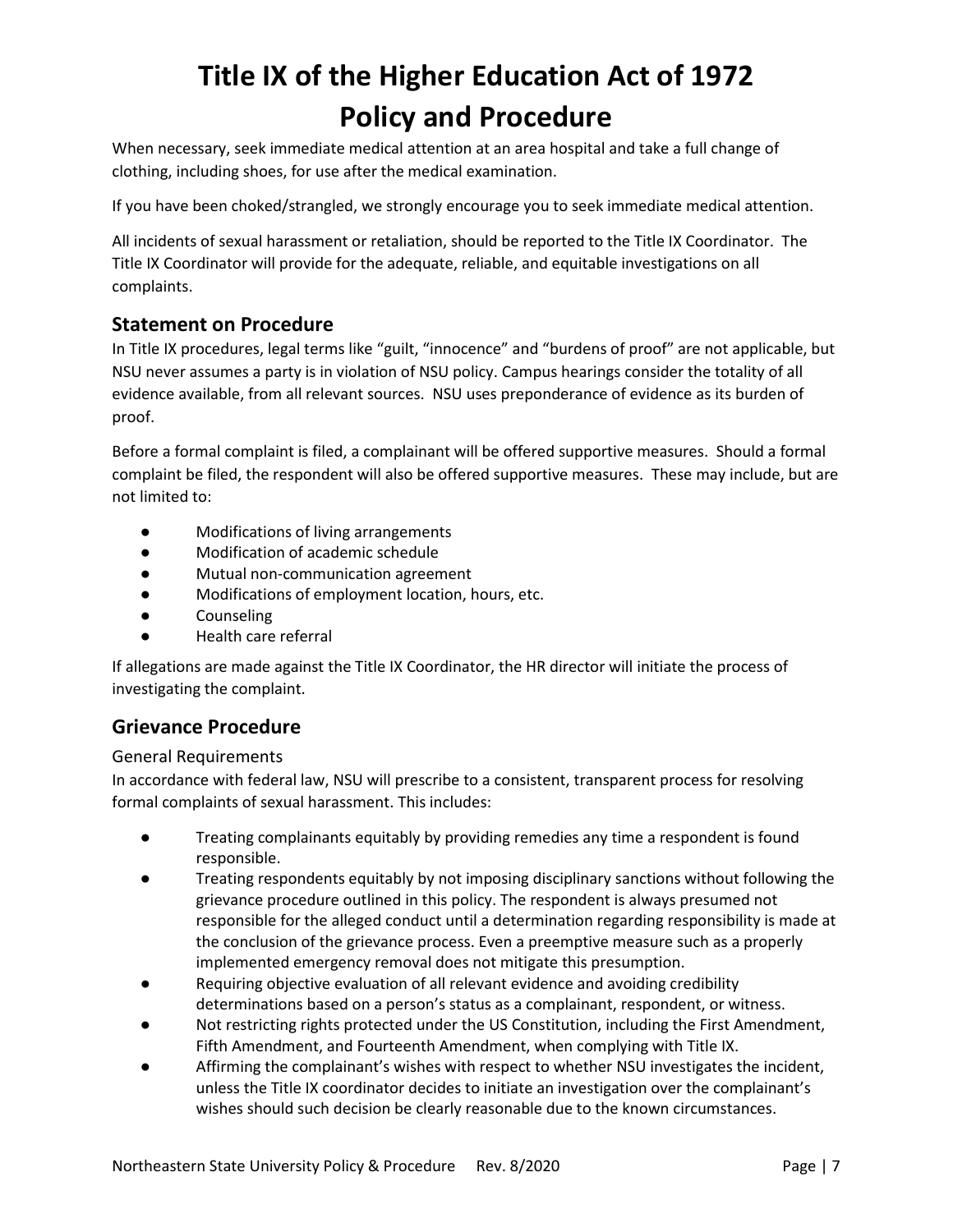# Title IX of the Higher Education Act of 1972 Policy and Procedure

When necessary, seek immediate medical attention at an area hospital and take a full change of clothing, including shoes, for use after the medical examination.

If you have been choked/strangled, we strongly encourage you to seek immediate medical attention.

All incidents of sexual harassment or retaliation, should be reported to the Title IX Coordinator. The Title IX Coordinator will provide for the adequate, reliable, and equitable investigations on all complaints.

## Statement on Procedure

In Title IX procedures, legal terms like "guilt, "innocence" and "burdens of proof" are not applicable, but NSU never assumes a party is in violation of NSU policy. Campus hearings consider the totality of all evidence available, from all relevant sources. NSU uses preponderance of evidence as its burden of proof.

Before a formal complaint is filed, a complainant will be offered supportive measures. Should a formal complaint be filed, the respondent will also be offered supportive measures. These may include, but are not limited to:

- Modifications of living arrangements
- Modification of academic schedule
- Mutual non-communication agreement
- Modifications of employment location, hours, etc.
- Counseling
- Health care referral

If allegations are made against the Title IX Coordinator, the HR director will initiate the process of investigating the complaint.

## Grievance Procedure

### General Requirements

In accordance with federal law, NSU will prescribe to a consistent, transparent process for resolving formal complaints of sexual harassment. This includes:

- Treating complainants equitably by providing remedies any time a respondent is found responsible.
- Treating respondents equitably by not imposing disciplinary sanctions without following the grievance procedure outlined in this policy. The respondent is always presumed not responsible for the alleged conduct until a determination regarding responsibility is made at the conclusion of the grievance process. Even a preemptive measure such as a properly implemented emergency removal does not mitigate this presumption.
- Requiring objective evaluation of all relevant evidence and avoiding credibility determinations based on a person's status as a complainant, respondent, or witness.
- Not restricting rights protected under the US Constitution, including the First Amendment, Fifth Amendment, and Fourteenth Amendment, when complying with Title IX.
- Affirming the complainant's wishes with respect to whether NSU investigates the incident, unless the Title IX coordinator decides to initiate an investigation over the complainant's wishes should such decision be clearly reasonable due to the known circumstances.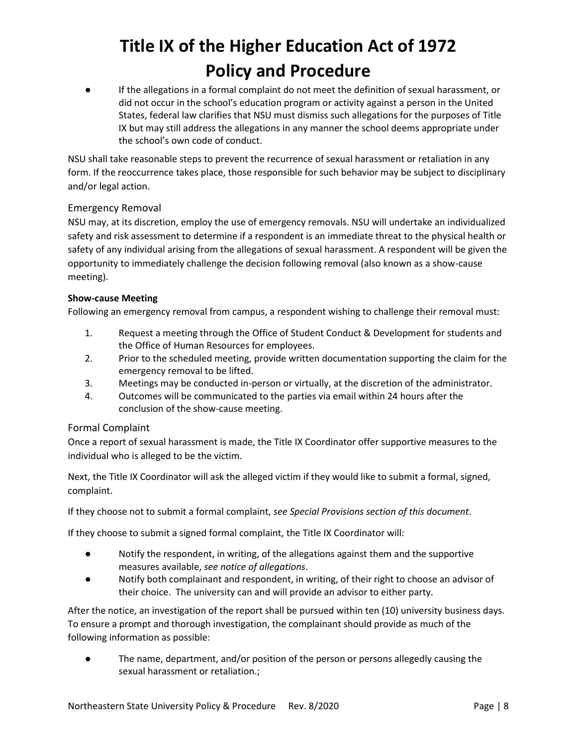- If the allegations in a formal complaint do not meet the definition of sexual harassment, or did not occur in the school's education program or activity against a person in the United States, federal law clarifies that NSU must dismiss such allegations for the purposes of Title IX but may still address the allegations in any manner the school deems appropriate under the school's own code of conduct.

NSU shall take reasonable steps to prevent the recurrence of sexual harassment or retaliation in any form. If the reoccurrence takes place, those responsible for such behavior may be subject to disciplinary and/or legal action.

## Emergency Removal

NSU may, at its discretion, employ the use of emergency removals. NSU will undertake an individualized safety and risk assessment to determine if a respondent is an immediate threat to the physical health or safety of any individual arising from the allegations of sexual harassment. A respondent will be given the opportunity to immediately challenge the decision following removal (also known as a show-cause meeting).

**Show-cause Meeting**

Following an emergency removal from campus, a respondent wishing to challenge their removal must:

1. Request a meeting through the Office of Student Conduct & Development for students and the Office of Human Resources for employees.
2. Prior to the scheduled meeting, provide written documentation supporting the claim for the emergency removal to be lifted.
3. Meetings may be conducted in-person or virtually, at the discretion of the administrator.
4. Outcomes will be communicated to the parties via email within 24 hours after the conclusion of the show-cause meeting.

## Formal Complaint

Once a report of sexual harassment is made, the Title IX Coordinator offer supportive measures to the individual who is alleged to be the victim.

Next, the Title IX Coordinator will ask the alleged victim if they would like to submit a formal, signed, complaint.

If they choose not to submit a formal complaint, *see Special Provisions section of this document*.

If they choose to submit a signed formal complaint, the Title IX Coordinator will:

- Notify the respondent, in writing, of the allegations against them and the supportive measures available, *see notice of allegations*.
- Notify both complainant and respondent, in writing, of their right to choose an advisor of their choice. The university can and will provide an advisor to either party.

After the notice, an investigation of the report shall be pursued within ten (10) university business days. To ensure a prompt and thorough investigation, the complainant should provide as much of the following information as possible:

- The name, department, and/or position of the person or persons allegedly causing the sexual harassment or retaliation.;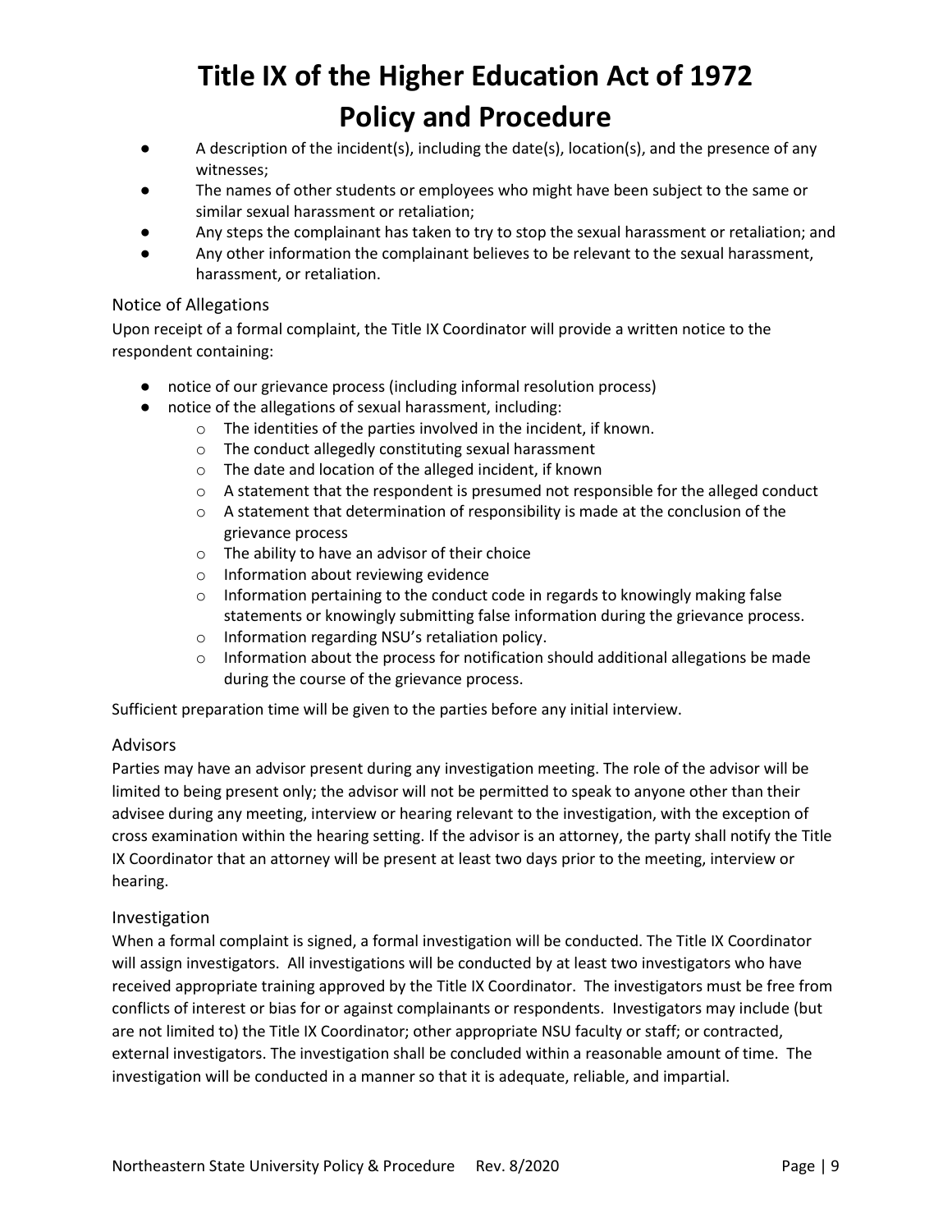- A description of the incident(s), including the date(s), location(s), and the presence of any witnesses;
- The names of other students or employees who might have been subject to the same or similar sexual harassment or retaliation;
- Any steps the complainant has taken to try to stop the sexual harassment or retaliation; and
- Any other information the complainant believes to be relevant to the sexual harassment, harassment, or retaliation.

### Notice of Allegations

Upon receipt of a formal complaint, the Title IX Coordinator will provide a written notice to the respondent containing:

- notice of our grievance process (including informal resolution process)
- notice of the allegations of sexual harassment, including:
  - The identities of the parties involved in the incident, if known.
  - The conduct allegedly constituting sexual harassment
  - The date and location of the alleged incident, if known
  - A statement that the respondent is presumed not responsible for the alleged conduct
  - A statement that determination of responsibility is made at the conclusion of the grievance process
  - The ability to have an advisor of their choice
  - Information about reviewing evidence
  - Information pertaining to the conduct code in regards to knowingly making false statements or knowingly submitting false information during the grievance process.
  - Information regarding NSU's retaliation policy.
  - Information about the process for notification should additional allegations be made during the course of the grievance process.

Sufficient preparation time will be given to the parties before any initial interview.

### Advisors

Parties may have an advisor present during any investigation meeting. The role of the advisor will be limited to being present only; the advisor will not be permitted to speak to anyone other than their advisee during any meeting, interview or hearing relevant to the investigation, with the exception of cross examination within the hearing setting. If the advisor is an attorney, the party shall notify the Title IX Coordinator that an attorney will be present at least two days prior to the meeting, interview or hearing.

### Investigation

When a formal complaint is signed, a formal investigation will be conducted. The Title IX Coordinator will assign investigators. All investigations will be conducted by at least two investigators who have received appropriate training approved by the Title IX Coordinator. The investigators must be free from conflicts of interest or bias for or against complainants or respondents. Investigators may include (but are not limited to) the Title IX Coordinator; other appropriate NSU faculty or staff; or contracted, external investigators. The investigation shall be concluded within a reasonable amount of time. The investigation will be conducted in a manner so that it is adequate, reliable, and impartial.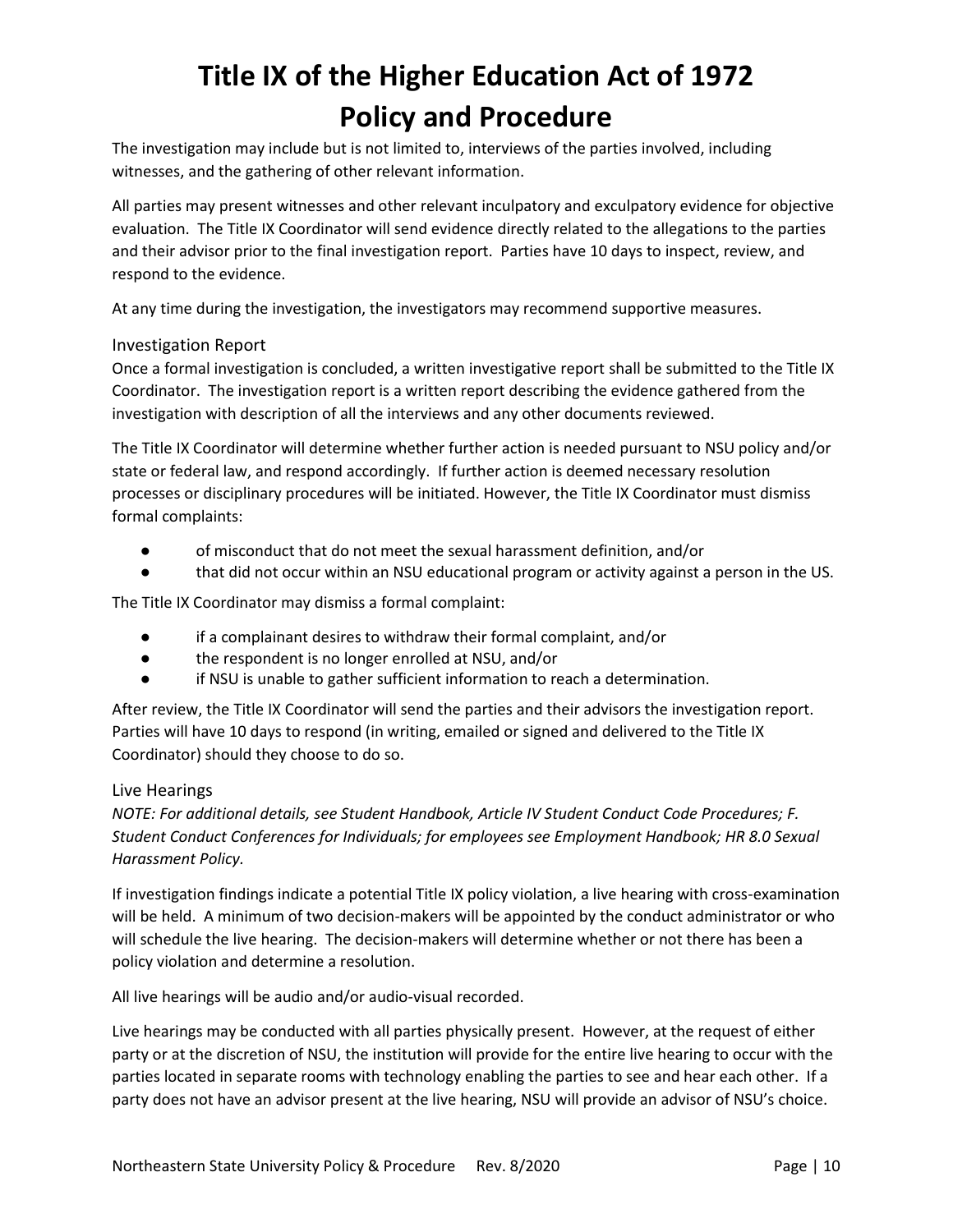The investigation may include but is not limited to, interviews of the parties involved, including witnesses, and the gathering of other relevant information.

All parties may present witnesses and other relevant inculpatory and exculpatory evidence for objective evaluation. The Title IX Coordinator will send evidence directly related to the allegations to the parties and their advisor prior to the final investigation report. Parties have 10 days to inspect, review, and respond to the evidence.

At any time during the investigation, the investigators may recommend supportive measures.

### Investigation Report

Once a formal investigation is concluded, a written investigative report shall be submitted to the Title IX Coordinator. The investigation report is a written report describing the evidence gathered from the investigation with description of all the interviews and any other documents reviewed.

The Title IX Coordinator will determine whether further action is needed pursuant to NSU policy and/or state or federal law, and respond accordingly. If further action is deemed necessary resolution processes or disciplinary procedures will be initiated. However, the Title IX Coordinator must dismiss formal complaints:

- of misconduct that do not meet the sexual harassment definition, and/or
- that did not occur within an NSU educational program or activity against a person in the US.

The Title IX Coordinator may dismiss a formal complaint:

- if a complainant desires to withdraw their formal complaint, and/or
- the respondent is no longer enrolled at NSU, and/or
- if NSU is unable to gather sufficient information to reach a determination.

After review, the Title IX Coordinator will send the parties and their advisors the investigation report. Parties will have 10 days to respond (in writing, emailed or signed and delivered to the Title IX Coordinator) should they choose to do so.

### Live Hearings

*NOTE: For additional details, see Student Handbook, Article IV Student Conduct Code Procedures; F. Student Conduct Conferences for Individuals; for employees see Employment Handbook; HR 8.0 Sexual Harassment Policy.*

If investigation findings indicate a potential Title IX policy violation, a live hearing with cross-examination will be held. A minimum of two decision-makers will be appointed by the conduct administrator or who will schedule the live hearing. The decision-makers will determine whether or not there has been a policy violation and determine a resolution.

All live hearings will be audio and/or audio-visual recorded.

Live hearings may be conducted with all parties physically present. However, at the request of either party or at the discretion of NSU, the institution will provide for the entire live hearing to occur with the parties located in separate rooms with technology enabling the parties to see and hear each other. If a party does not have an advisor present at the live hearing, NSU will provide an advisor of NSU's choice.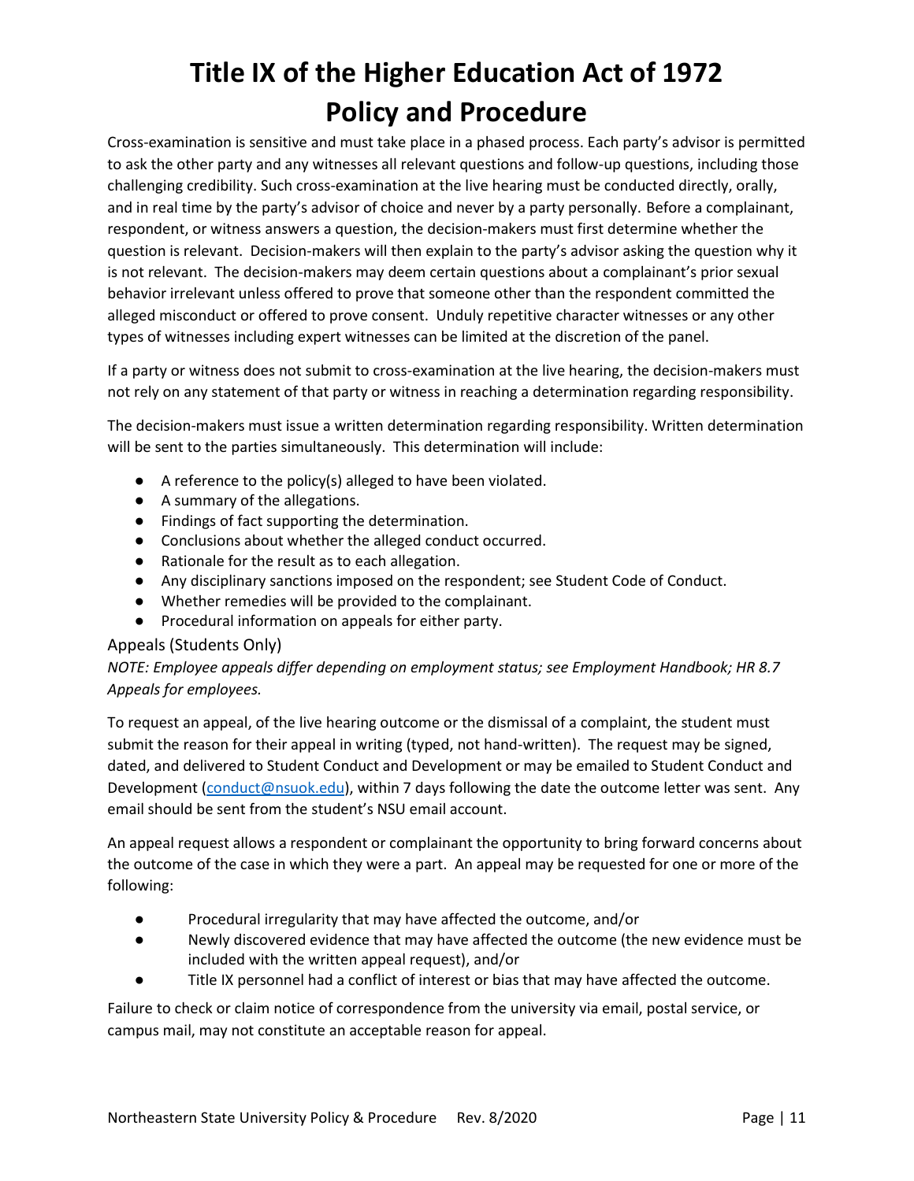Cross-examination is sensitive and must take place in a phased process. Each party's advisor is permitted to ask the other party and any witnesses all relevant questions and follow-up questions, including those challenging credibility. Such cross-examination at the live hearing must be conducted directly, orally, and in real time by the party's advisor of choice and never by a party personally. Before a complainant, respondent, or witness answers a question, the decision-makers must first determine whether the question is relevant. Decision-makers will then explain to the party's advisor asking the question why it is not relevant. The decision-makers may deem certain questions about a complainant's prior sexual behavior irrelevant unless offered to prove that someone other than the respondent committed the alleged misconduct or offered to prove consent. Unduly repetitive character witnesses or any other types of witnesses including expert witnesses can be limited at the discretion of the panel.

If a party or witness does not submit to cross-examination at the live hearing, the decision-makers must not rely on any statement of that party or witness in reaching a determination regarding responsibility.

The decision-makers must issue a written determination regarding responsibility. Written determination will be sent to the parties simultaneously. This determination will include:

- A reference to the policy(s) alleged to have been violated.
- A summary of the allegations.
- Findings of fact supporting the determination.
- Conclusions about whether the alleged conduct occurred.
- Rationale for the result as to each allegation.
- Any disciplinary sanctions imposed on the respondent; see Student Code of Conduct.
- Whether remedies will be provided to the complainant.
- Procedural information on appeals for either party.

### Appeals (Students Only)

*NOTE: Employee appeals differ depending on employment status; see Employment Handbook; HR 8.7 Appeals for employees.*

To request an appeal, of the live hearing outcome or the dismissal of a complaint, the student must submit the reason for their appeal in writing (typed, not hand-written). The request may be signed, dated, and delivered to Student Conduct and Development or may be emailed to Student Conduct and Development (conduct@nsuok.edu), within 7 days following the date the outcome letter was sent. Any email should be sent from the student's NSU email account.

An appeal request allows a respondent or complainant the opportunity to bring forward concerns about the outcome of the case in which they were a part. An appeal may be requested for one or more of the following:

- Procedural irregularity that may have affected the outcome, and/or
- Newly discovered evidence that may have affected the outcome (the new evidence must be included with the written appeal request), and/or
- Title IX personnel had a conflict of interest or bias that may have affected the outcome.

Failure to check or claim notice of correspondence from the university via email, postal service, or campus mail, may not constitute an acceptable reason for appeal.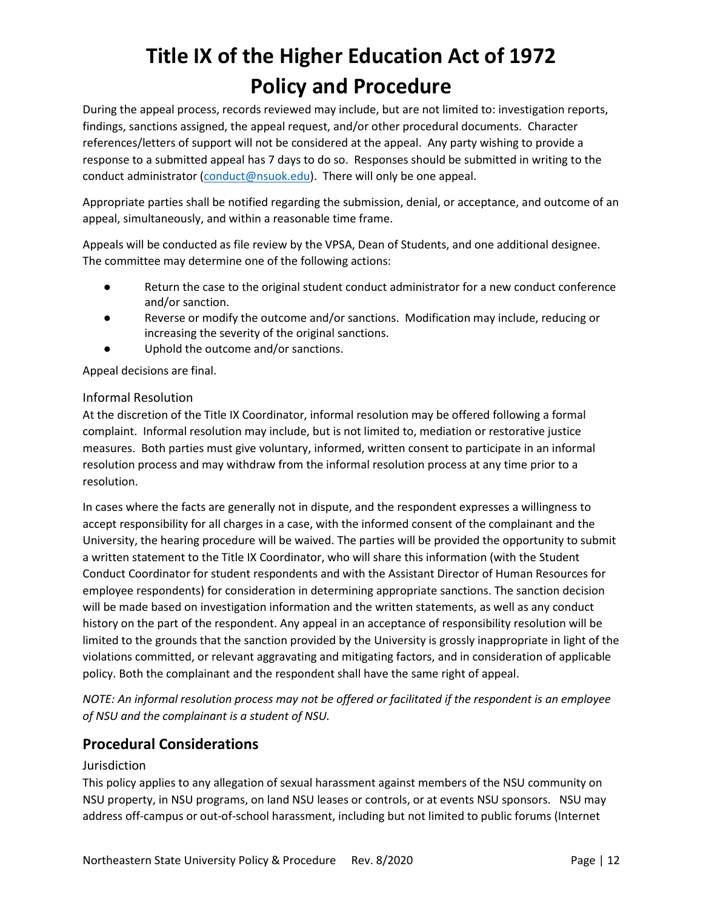During the appeal process, records reviewed may include, but are not limited to: investigation reports, findings, sanctions assigned, the appeal request, and/or other procedural documents. Character references/letters of support will not be considered at the appeal. Any party wishing to provide a response to a submitted appeal has 7 days to do so. Responses should be submitted in writing to the conduct administrator (conduct@nsuok.edu). There will only be one appeal.

Appropriate parties shall be notified regarding the submission, denial, or acceptance, and outcome of an appeal, simultaneously, and within a reasonable time frame.

Appeals will be conducted as file review by the VPSA, Dean of Students, and one additional designee. The committee may determine one of the following actions:

- Return the case to the original student conduct administrator for a new conduct conference and/or sanction.
- Reverse or modify the outcome and/or sanctions. Modification may include, reducing or increasing the severity of the original sanctions.
- Uphold the outcome and/or sanctions.

Appeal decisions are final.

### Informal Resolution

At the discretion of the Title IX Coordinator, informal resolution may be offered following a formal complaint. Informal resolution may include, but is not limited to, mediation or restorative justice measures. Both parties must give voluntary, informed, written consent to participate in an informal resolution process and may withdraw from the informal resolution process at any time prior to a resolution.

In cases where the facts are generally not in dispute, and the respondent expresses a willingness to accept responsibility for all charges in a case, with the informed consent of the complainant and the University, the hearing procedure will be waived. The parties will be provided the opportunity to submit a written statement to the Title IX Coordinator, who will share this information (with the Student Conduct Coordinator for student respondents and with the Assistant Director of Human Resources for employee respondents) for consideration in determining appropriate sanctions. The sanction decision will be made based on investigation information and the written statements, as well as any conduct history on the part of the respondent. Any appeal in an acceptance of responsibility resolution will be limited to the grounds that the sanction provided by the University is grossly inappropriate in light of the violations committed, or relevant aggravating and mitigating factors, and in consideration of applicable policy. Both the complainant and the respondent shall have the same right of appeal.

*NOTE: An informal resolution process may not be offered or facilitated if the respondent is an employee of NSU and the complainant is a student of NSU.*

## Procedural Considerations

### Jurisdiction

This policy applies to any allegation of sexual harassment against members of the NSU community on NSU property, in NSU programs, on land NSU leases or controls, or at events NSU sponsors. NSU may address off-campus or out-of-school harassment, including but not limited to public forums (Internet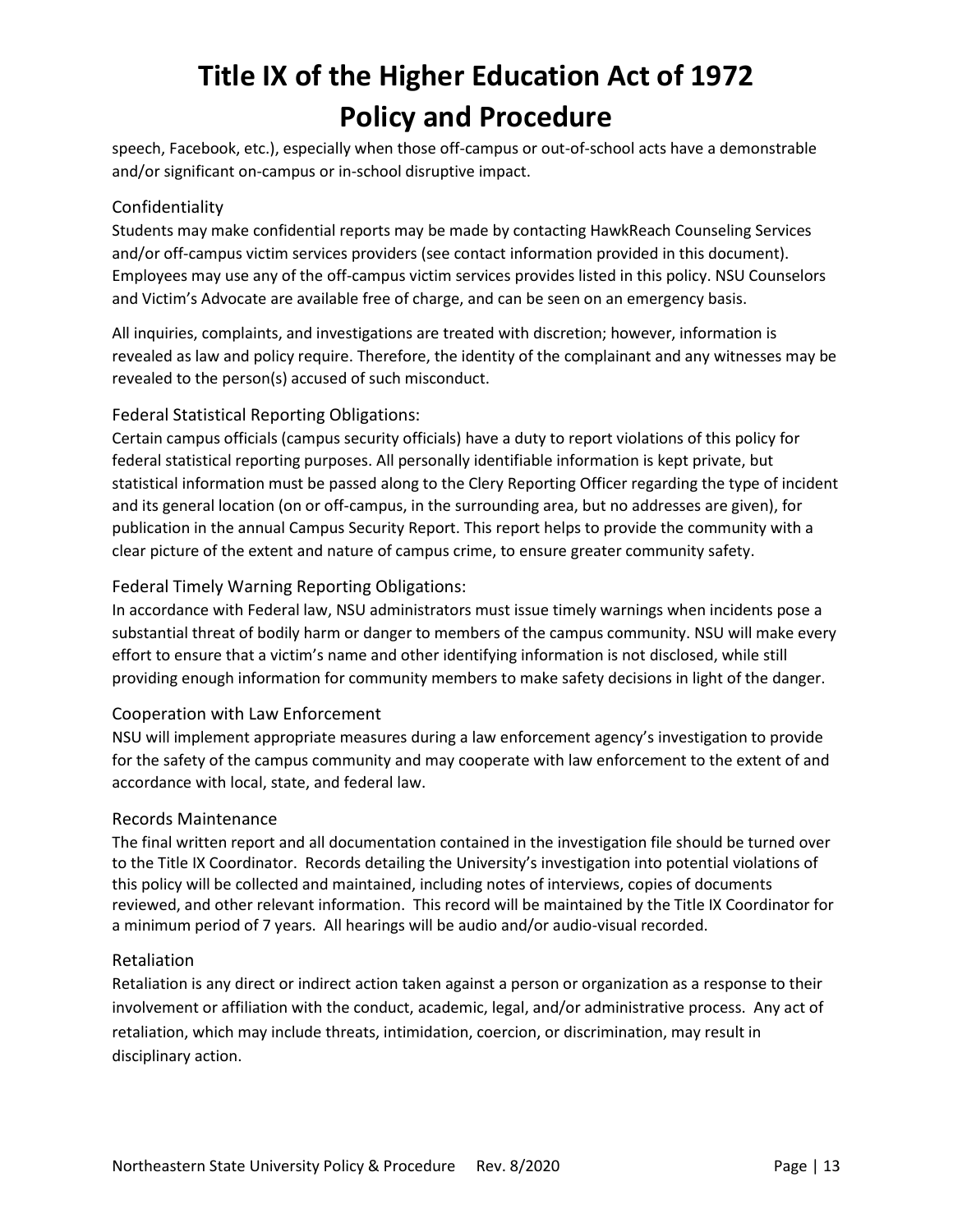speech, Facebook, etc.), especially when those off-campus or out-of-school acts have a demonstrable and/or significant on-campus or in-school disruptive impact.

### Confidentiality

Students may make confidential reports may be made by contacting HawkReach Counseling Services and/or off-campus victim services providers (see contact information provided in this document). Employees may use any of the off-campus victim services provides listed in this policy. NSU Counselors and Victim's Advocate are available free of charge, and can be seen on an emergency basis.

All inquiries, complaints, and investigations are treated with discretion; however, information is revealed as law and policy require. Therefore, the identity of the complainant and any witnesses may be revealed to the person(s) accused of such misconduct.

### Federal Statistical Reporting Obligations:

Certain campus officials (campus security officials) have a duty to report violations of this policy for federal statistical reporting purposes. All personally identifiable information is kept private, but statistical information must be passed along to the Clery Reporting Officer regarding the type of incident and its general location (on or off-campus, in the surrounding area, but no addresses are given), for publication in the annual Campus Security Report. This report helps to provide the community with a clear picture of the extent and nature of campus crime, to ensure greater community safety.

### Federal Timely Warning Reporting Obligations:

In accordance with Federal law, NSU administrators must issue timely warnings when incidents pose a substantial threat of bodily harm or danger to members of the campus community. NSU will make every effort to ensure that a victim's name and other identifying information is not disclosed, while still providing enough information for community members to make safety decisions in light of the danger.

### Cooperation with Law Enforcement

NSU will implement appropriate measures during a law enforcement agency's investigation to provide for the safety of the campus community and may cooperate with law enforcement to the extent of and accordance with local, state, and federal law.

### Records Maintenance

The final written report and all documentation contained in the investigation file should be turned over to the Title IX Coordinator. Records detailing the University's investigation into potential violations of this policy will be collected and maintained, including notes of interviews, copies of documents reviewed, and other relevant information. This record will be maintained by the Title IX Coordinator for a minimum period of 7 years. All hearings will be audio and/or audio-visual recorded.

### Retaliation

Retaliation is any direct or indirect action taken against a person or organization as a response to their involvement or affiliation with the conduct, academic, legal, and/or administrative process. Any act of retaliation, which may include threats, intimidation, coercion, or discrimination, may result in disciplinary action.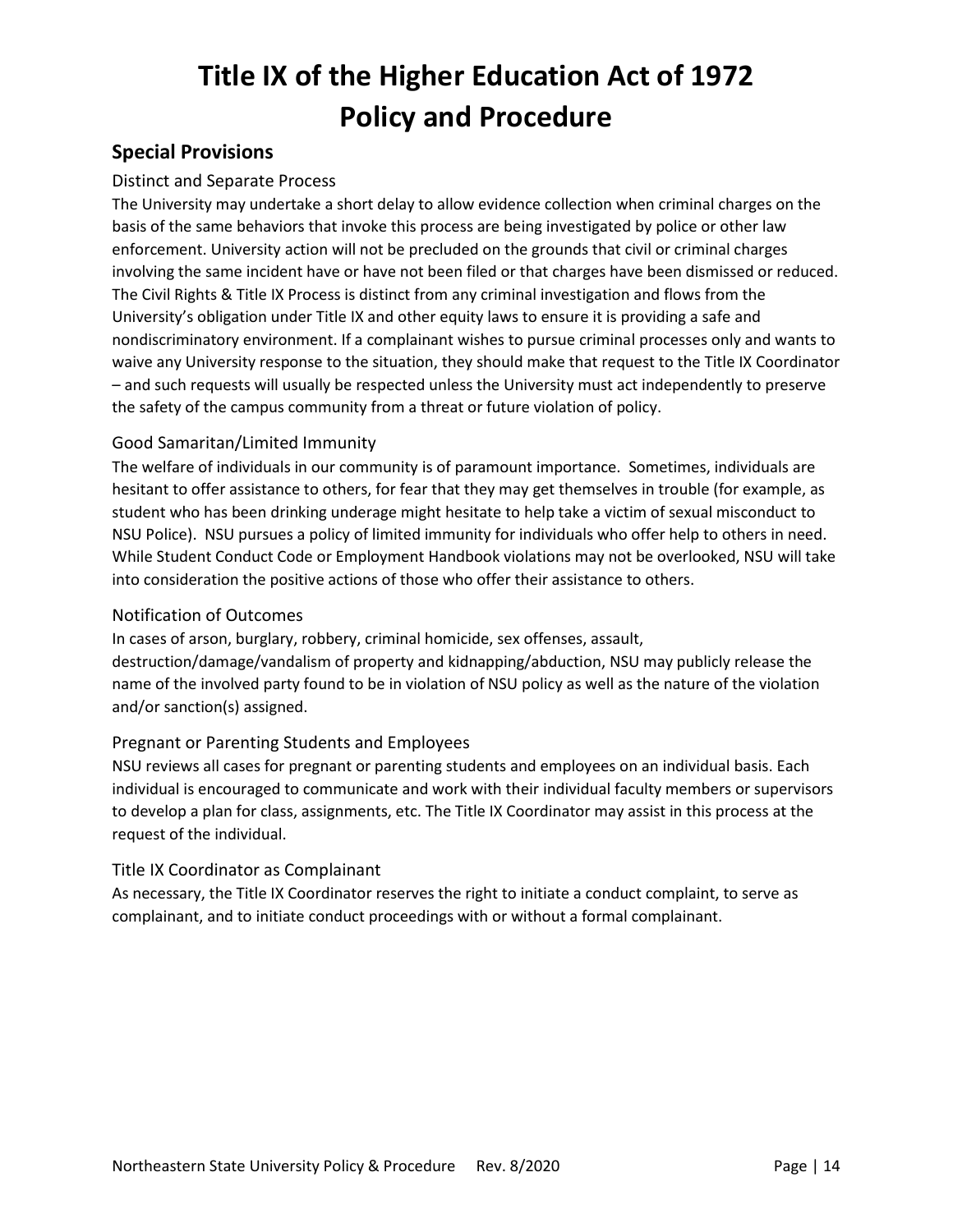# Title IX of the Higher Education Act of 1972 Policy and Procedure

## Special Provisions

### Distinct and Separate Process

The University may undertake a short delay to allow evidence collection when criminal charges on the basis of the same behaviors that invoke this process are being investigated by police or other law enforcement. University action will not be precluded on the grounds that civil or criminal charges involving the same incident have or have not been filed or that charges have been dismissed or reduced. The Civil Rights & Title IX Process is distinct from any criminal investigation and flows from the University's obligation under Title IX and other equity laws to ensure it is providing a safe and nondiscriminatory environment. If a complainant wishes to pursue criminal processes only and wants to waive any University response to the situation, they should make that request to the Title IX Coordinator – and such requests will usually be respected unless the University must act independently to preserve the safety of the campus community from a threat or future violation of policy.

### Good Samaritan/Limited Immunity

The welfare of individuals in our community is of paramount importance. Sometimes, individuals are hesitant to offer assistance to others, for fear that they may get themselves in trouble (for example, as student who has been drinking underage might hesitate to help take a victim of sexual misconduct to NSU Police). NSU pursues a policy of limited immunity for individuals who offer help to others in need. While Student Conduct Code or Employment Handbook violations may not be overlooked, NSU will take into consideration the positive actions of those who offer their assistance to others.

### Notification of Outcomes

In cases of arson, burglary, robbery, criminal homicide, sex offenses, assault, destruction/damage/vandalism of property and kidnapping/abduction, NSU may publicly release the name of the involved party found to be in violation of NSU policy as well as the nature of the violation and/or sanction(s) assigned.

### Pregnant or Parenting Students and Employees

NSU reviews all cases for pregnant or parenting students and employees on an individual basis. Each individual is encouraged to communicate and work with their individual faculty members or supervisors to develop a plan for class, assignments, etc. The Title IX Coordinator may assist in this process at the request of the individual.

### Title IX Coordinator as Complainant

As necessary, the Title IX Coordinator reserves the right to initiate a conduct complaint, to serve as complainant, and to initiate conduct proceedings with or without a formal complainant.